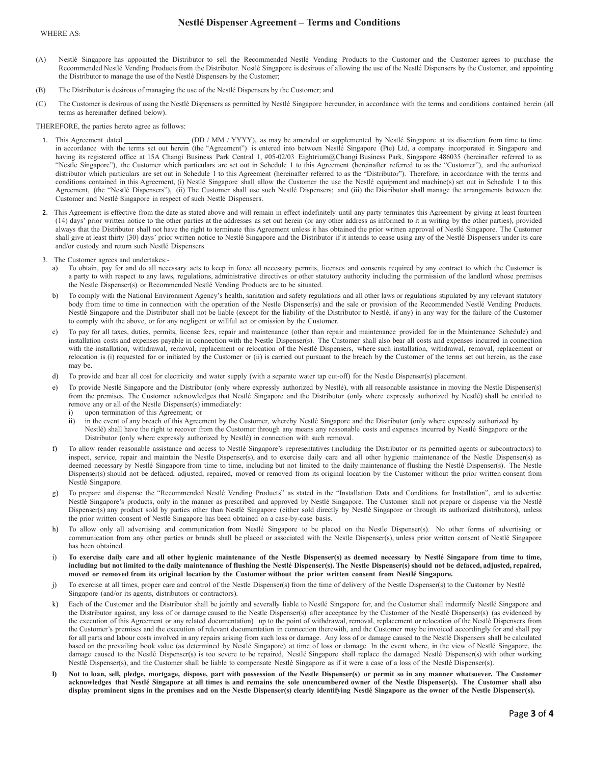# Nestlé Dispenser Agreement – Terms and Conditions

WHERE AS:

(A) Nestlé Singapore has appointed the Distributor to sell the Recommended Nestlé Vending Products to the Customer and the Customer agrees to purchase the Recommended Nestlé Vending Products from the Distributor. Nestlé Singapore is desirous of allowing the use of the Nestlé Dispensers by the Customer, and appointing the Distributor to manage the use of the Nestlé Dispensers by the Customer;

(B) The Distributor is desirous of managing the use of the Nestlé Dispensers by the Customer; and

(C) The Customer is desirous of using the Nestlé Dispensers as permitted by Nestlé Singapore hereunder, in accordance with the terms and conditions contained herein (all terms as hereinafter defined below).

THEREFORE, the parties hereto agree as follows:

1. This Agreement dated _________________ (DD / MM / YYYY), as may be amended or supplemented by Nestlé Singapore at its discretion from time to time in accordance with the terms set out herein (the "Agreement") is entered into between Nestlé Singapore (Pte) Ltd, a company incorporated in Singapore and having its registered office at 15A Changi Business Park Central 1, #05-02/03 Eightrium@Changi Business Park, Singapore 486035 (hereinafter referred to as "Nestle Singapore"), the Customer which particulars are set out in Schedule 1 to this Agreement (hereinafter referred to as the "Customer"), and the authorized distributor which particulars are set out in Schedule 1 to this Agreement (hereinafter referred to as the "Distributor"). Therefore, in accordance with the terms and conditions contained in this Agreement, (i) Nestlé Singapore shall allow the Customer the use the Nestlé equipment and machine(s) set out in Schedule 1 to this Agreement, (the "Nestlé Dispensers"), (ii) The Customer shall use such Nestlé Dispensers; and (iii) the Distributor shall manage the arrangements between the Customer and Nestlé Singapore in respect of such Nestlé Dispensers.

2. This Agreement is effective from the date as stated above and will remain in effect indefinitely until any party terminates this Agreement by giving at least fourteen (14) days' prior written notice to the other parties at the addresses as set out herein (or any other address as informed to it in writing by the other parties), provided always that the Distributor shall not have the right to terminate this Agreement unless it has obtained the prior written approval of Nestlé Singapore. The Customer shall give at least thirty (30) days' prior written notice to Nestlé Singapore and the Distributor if it intends to cease using any of the Nestlé Dispensers under its care and/or custody and return such Nestlé Dispensers.

3. The Customer agrees and undertakes:-
   a) To obtain, pay for and do all necessary acts to keep in force all necessary permits, licenses and consents required by any contract to which the Customer is a party to with respect to any laws, regulations, administrative directives or other statutory authority including the permission of the landlord whose premises the Nestle Dispenser(s) or Recommended Nestlé Vending Products are to be situated.
   b) To comply with the National Environment Agency's health, sanitation and safety regulations and all other laws or regulations stipulated by any relevant statutory body from time to time in connection with the operation of the Nestle Dispenser(s) and the sale or provision of the Recommended Nestlé Vending Products. Nestlé Singapore and the Distributor shall not be liable (except for the liability of the Distributor to Nestlé, if any) in any way for the failure of the Customer to comply with the above, or for any negligent or willful act or omission by the Customer.
   c) To pay for all taxes, duties, permits, license fees, repair and maintenance (other than repair and maintenance provided for in the Maintenance Schedule) and installation costs and expenses payable in connection with the Nestle Dispenser(s). The Customer shall also bear all costs and expenses incurred in connection with the installation, withdrawal, removal, replacement or relocation of the Nestlé Dispensers, where such installation, withdrawal, removal, replacement or relocation is (i) requested for or initiated by the Customer or (ii) is carried out pursuant to the breach by the Customer of the terms set out herein, as the case may be.
   d) To provide and bear all cost for electricity and water supply (with a separate water tap cut-off) for the Nestle Dispenser(s) placement.
   e) To provide Nestlé Singapore and the Distributor (only where expressly authorized by Nestlé), with all reasonable assistance in moving the Nestle Dispenser(s) from the premises. The Customer acknowledges that Nestlé Singapore and the Distributor (only where expressly authorized by Nestlé) shall be entitled to remove any or all of the Nestle Dispenser(s) immediately:
      i) upon termination of this Agreement; or
      ii) in the event of any breach of this Agreement by the Customer, whereby Nestlé Singapore and the Distributor (only where expressly authorized by Nestlé) shall have the right to recover from the Customer through any means any reasonable costs and expenses incurred by Nestlé Singapore or the Distributor (only where expressly authorized by Nestlé) in connection with such removal.
   f) To allow render reasonable assistance and access to Nestlé Singapore's representatives (including the Distributor or its permitted agents or subcontractors) to inspect, service, repair and maintain the Nestle Dispenser(s), and to exercise daily care and all other hygienic maintenance of the Nestle Dispenser(s) as deemed necessary by Nestlé Singapore from time to time, including but not limited to the daily maintenance of flushing the Nestlé Dispenser(s). The Nestle Dispenser(s) should not be defaced, adjusted, repaired, moved or removed from its original location by the Customer without the prior written consent from Nestlé Singapore.
   g) To prepare and dispense the "Recommended Nestlé Vending Products" as stated in the "Installation Data and Conditions for Installation", and to advertise Nestlé Singapore's products, only in the manner as prescribed and approved by Nestlé Singapore. The Customer shall not prepare or dispense via the Nestlé Dispenser(s) any product sold by parties other than Nestlé Singapore (either sold directly by Nestlé Singapore or through its authorized distributors), unless the prior written consent of Nestlé Singapore has been obtained on a case-by-case basis.
   h) To allow only all advertising and communication from Nestlé Singapore to be placed on the Nestle Dispenser(s). No other forms of advertising or communication from any other parties or brands shall be placed or associated with the Nestle Dispenser(s), unless prior written consent of Nestlé Singapore has been obtained.
   i) **To exercise daily care and all other hygienic maintenance of the Nestle Dispenser(s) as deemed necessary by Nestlé Singapore from time to time, including but not limited to the daily maintenance of flushing the Nestlé Dispenser(s). The Nestle Dispenser(s) should not be defaced, adjusted, repaired, moved or removed from its original location by the Customer without the prior written consent from Nestlé Singapore.**
   j) To exercise at all times, proper care and control of the Nestle Dispenser(s) from the time of delivery of the Nestle Dispenser(s) to the Customer by Nestlé Singapore (and/or its agents, distributors or contractors).
   k) Each of the Customer and the Distributor shall be jointly and severally liable to Nestlé Singapore for, and the Customer shall indemnify Nestlé Singapore and the Distributor against, any loss of or damage caused to the Nestle Dispenser(s) after acceptance by the Customer of the Nestlé Dispenser(s) (as evidenced by the execution of this Agreement or any related documentation) up to the point of withdrawal, removal, replacement or relocation of the Nestlé Dispensers from the Customer's premises and the execution of relevant documentation in connection therewith, and the Customer may be invoiced accordingly for and shall pay for all parts and labour costs involved in any repairs arising from such loss or damage. Any loss of or damage caused to the Nestlé Dispensers shall be calculated based on the prevailing book value (as determined by Nestlé Singapore) at time of loss or damage. In the event where, in the view of Nestlé Singapore, the damage caused to the Nestlé Dispenser(s) is too severe to be repaired, Nestlé Singapore shall replace the damaged Nestlé Dispenser(s) with other working Nestlé Dispenser(s), and the Customer shall be liable to compensate Nestlé Singapore as if it were a case of a loss of the Nestlé Dispenser(s).
   l) **Not to loan, sell, pledge, mortgage, dispose, part with possession of the Nestle Dispenser(s) or permit so in any manner whatsoever. The Customer acknowledges that Nestlé Singapore at all times is and remains the sole unencumbered owner of the Nestle Dispenser(s). The Customer shall also display prominent signs in the premises and on the Nestle Dispenser(s) clearly identifying Nestlé Singapore as the owner of the Nestle Dispenser(s).**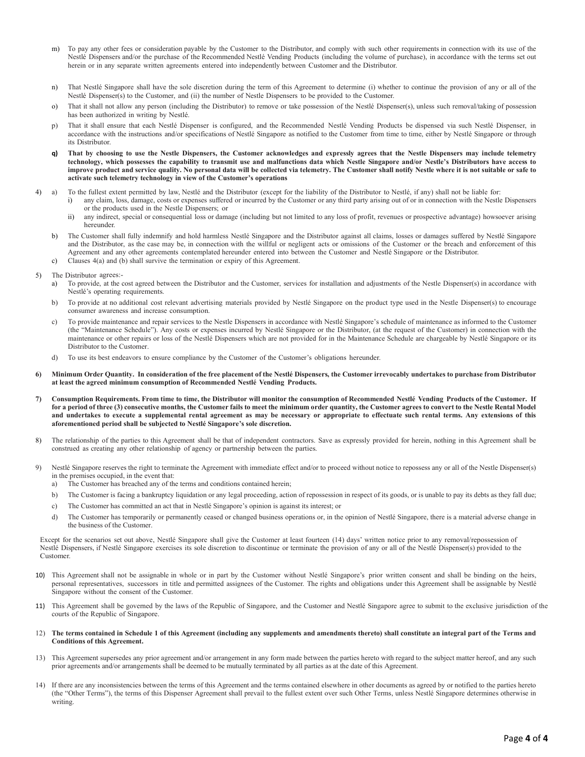m) To pay any other fees or consideration payable by the Customer to the Distributor, and comply with such other requirements in connection with its use of the Nestlé Dispensers and/or the purchase of the Recommended Nestlé Vending Products (including the volume of purchase), in accordance with the terms set out herein or in any separate written agreements entered into independently between Customer and the Distributor.

n) That Nestlé Singapore shall have the sole discretion during the term of this Agreement to determine (i) whether to continue the provision of any or all of the Nestlé Dispenser(s) to the Customer, and (ii) the number of Nestle Dispensers to be provided to the Customer.

o) That it shall not allow any person (including the Distributor) to remove or take possession of the Nestlé Dispenser(s), unless such removal/taking of possession has been authorized in writing by Nestlé.

p) That it shall ensure that each Nestlé Dispenser is configured, and the Recommended Nestlé Vending Products be dispensed via such Nestlé Dispenser, in accordance with the instructions and/or specifications of Nestlé Singapore as notified to the Customer from time to time, either by Nestlé Singapore or through its Distributor.

**q) That by choosing to use the Nestle Dispensers, the Customer acknowledges and expressly agrees that the Nestle Dispensers may include telemetry technology, which possesses the capability to transmit use and malfunctions data which Nestle Singapore and/or Nestle's Distributors have access to improve product and service quality. No personal data will be collected via telemetry. The Customer shall notify Nestle where it is not suitable or safe to activate such telemetry technology in view of the Customer's operations**

4) a) To the fullest extent permitted by law, Nestlé and the Distributor (except for the liability of the Distributor to Nestlé, if any) shall not be liable for:
   i) any claim, loss, damage, costs or expenses suffered or incurred by the Customer or any third party arising out of or in connection with the Nestle Dispensers or the products used in the Nestle Dispensers; or
   ii) any indirect, special or consequential loss or damage (including but not limited to any loss of profit, revenues or prospective advantage) howsoever arising hereunder.

   b) The Customer shall fully indemnify and hold harmless Nestlé Singapore and the Distributor against all claims, losses or damages suffered by Nestlé Singapore and the Distributor, as the case may be, in connection with the willful or negligent acts or omissions of the Customer or the breach and enforcement of this Agreement and any other agreements contemplated hereunder entered into between the Customer and Nestlé Singapore or the Distributor.

   c) Clauses 4(a) and (b) shall survive the termination or expiry of this Agreement.

5) The Distributor agrees:-
   a) To provide, at the cost agreed between the Distributor and the Customer, services for installation and adjustments of the Nestle Dispenser(s) in accordance with Nestlé's operating requirements.
   b) To provide at no additional cost relevant advertising materials provided by Nestlé Singapore on the product type used in the Nestle Dispenser(s) to encourage consumer awareness and increase consumption.
   c) To provide maintenance and repair services to the Nestle Dispensers in accordance with Nestlé Singapore's schedule of maintenance as informed to the Customer (the "Maintenance Schedule"). Any costs or expenses incurred by Nestlé Singapore or the Distributor, (at the request of the Customer) in connection with the maintenance or other repairs or loss of the Nestlé Dispensers which are not provided for in the Maintenance Schedule are chargeable by Nestlé Singapore or its Distributor to the Customer.
   d) To use its best endeavors to ensure compliance by the Customer of the Customer's obligations hereunder.

**6) Minimum Order Quantity. In consideration of the free placement of the Nestlé Dispensers, the Customer irrevocably undertakes to purchase from Distributor at least the agreed minimum consumption of Recommended Nestlé Vending Products.**

**7) Consumption Requirements. From time to time, the Distributor will monitor the consumption of Recommended Nestlé Vending Products of the Customer. If for a period of three (3) consecutive months, the Customer fails to meet the minimum order quantity, the Customer agrees to convert to the Nestle Rental Model and undertakes to execute a supplemental rental agreement as may be necessary or appropriate to effectuate such rental terms. Any extensions of this aforementioned period shall be subjected to Nestlé Singapore's sole discretion.**

8) The relationship of the parties to this Agreement shall be that of independent contractors. Save as expressly provided for herein, nothing in this Agreement shall be construed as creating any other relationship of agency or partnership between the parties.

9) Nestlé Singapore reserves the right to terminate the Agreement with immediate effect and/or to proceed without notice to repossess any or all of the Nestle Dispenser(s) in the premises occupied, in the event that:
   a) The Customer has breached any of the terms and conditions contained herein;
   b) The Customer is facing a bankruptcy liquidation or any legal proceeding, action of repossession in respect of its goods, or is unable to pay its debts as they fall due;
   c) The Customer has committed an act that in Nestlé Singapore's opinion is against its interest; or
   d) The Customer has temporarily or permanently ceased or changed business operations or, in the opinion of Nestlé Singapore, there is a material adverse change in the business of the Customer.

Except for the scenarios set out above, Nestlé Singapore shall give the Customer at least fourteen (14) days' written notice prior to any removal/repossession of Nestlé Dispensers, if Nestlé Singapore exercises its sole discretion to discontinue or terminate the provision of any or all of the Nestlé Dispenser(s) provided to the Customer.

10) This Agreement shall not be assignable in whole or in part by the Customer without Nestlé Singapore's prior written consent and shall be binding on the heirs, personal representatives, successors in title and permitted assignees of the Customer. The rights and obligations under this Agreement shall be assignable by Nestlé Singapore without the consent of the Customer.

11) This Agreement shall be governed by the laws of the Republic of Singapore, and the Customer and Nestlé Singapore agree to submit to the exclusive jurisdiction of the courts of the Republic of Singapore.

12) **The terms contained in Schedule 1 of this Agreement (including any supplements and amendments thereto) shall constitute an integral part of the Terms and Conditions of this Agreement.**

13) This Agreement supersedes any prior agreement and/or arrangement in any form made between the parties hereto with regard to the subject matter hereof, and any such prior agreements and/or arrangements shall be deemed to be mutually terminated by all parties as at the date of this Agreement.

14) If there are any inconsistencies between the terms of this Agreement and the terms contained elsewhere in other documents as agreed by or notified to the parties hereto (the "Other Terms"), the terms of this Dispenser Agreement shall prevail to the fullest extent over such Other Terms, unless Nestlé Singapore determines otherwise in writing.